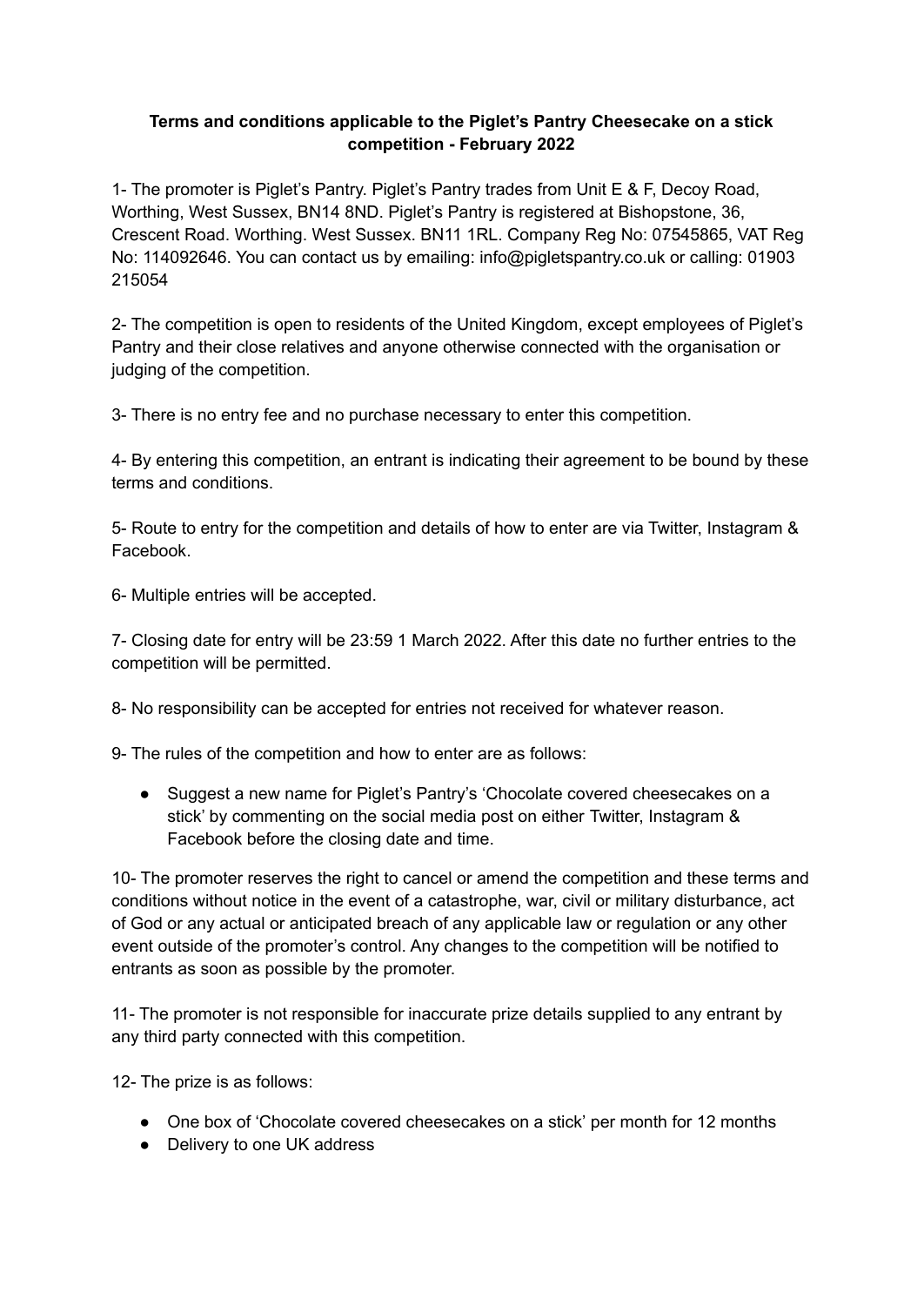**Terms and conditions applicable to the Piglet's Pantry Cheesecake on a stick competition - February 2022**

1- The promoter is Piglet's Pantry. Piglet's Pantry trades from Unit E & F, Decoy Road, Worthing, West Sussex, BN14 8ND. Piglet's Pantry is registered at Bishopstone, 36, Crescent Road. Worthing. West Sussex. BN11 1RL. Company Reg No: 07545865, VAT Reg No: 114092646. You can contact us by emailing: info@pigletspantry.co.uk or calling: 01903 215054

2- The competition is open to residents of the United Kingdom, except employees of Piglet's Pantry and their close relatives and anyone otherwise connected with the organisation or judging of the competition.

3- There is no entry fee and no purchase necessary to enter this competition.

4- By entering this competition, an entrant is indicating their agreement to be bound by these terms and conditions.

5- Route to entry for the competition and details of how to enter are via Twitter, Instagram & Facebook.

6- Multiple entries will be accepted.

7- Closing date for entry will be 23:59 1 March 2022. After this date no further entries to the competition will be permitted.

8- No responsibility can be accepted for entries not received for whatever reason.

9- The rules of the competition and how to enter are as follows:

- Suggest a new name for Piglet's Pantry's 'Chocolate covered cheesecakes on a stick' by commenting on the social media post on either Twitter, Instagram & Facebook before the closing date and time.

10- The promoter reserves the right to cancel or amend the competition and these terms and conditions without notice in the event of a catastrophe, war, civil or military disturbance, act of God or any actual or anticipated breach of any applicable law or regulation or any other event outside of the promoter's control. Any changes to the competition will be notified to entrants as soon as possible by the promoter.

11- The promoter is not responsible for inaccurate prize details supplied to any entrant by any third party connected with this competition.

12- The prize is as follows:

- One box of 'Chocolate covered cheesecakes on a stick' per month for 12 months
- Delivery to one UK address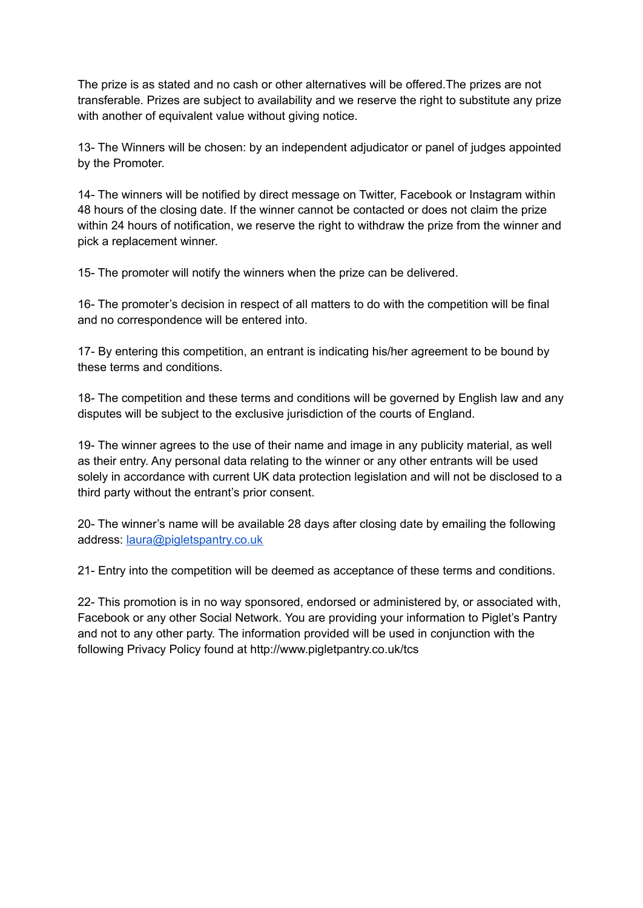The prize is as stated and no cash or other alternatives will be offered.The prizes are not transferable. Prizes are subject to availability and we reserve the right to substitute any prize with another of equivalent value without giving notice.

13- The Winners will be chosen: by an independent adjudicator or panel of judges appointed by the Promoter.

14- The winners will be notified by direct message on Twitter, Facebook or Instagram within 48 hours of the closing date. If the winner cannot be contacted or does not claim the prize within 24 hours of notification, we reserve the right to withdraw the prize from the winner and pick a replacement winner.

15- The promoter will notify the winners when the prize can be delivered.

16- The promoter's decision in respect of all matters to do with the competition will be final and no correspondence will be entered into.

17- By entering this competition, an entrant is indicating his/her agreement to be bound by these terms and conditions.

18- The competition and these terms and conditions will be governed by English law and any disputes will be subject to the exclusive jurisdiction of the courts of England.

19- The winner agrees to the use of their name and image in any publicity material, as well as their entry. Any personal data relating to the winner or any other entrants will be used solely in accordance with current UK data protection legislation and will not be disclosed to a third party without the entrant's prior consent.

20- The winner's name will be available 28 days after closing date by emailing the following address: laura@pigletspantry.co.uk

21- Entry into the competition will be deemed as acceptance of these terms and conditions.

22- This promotion is in no way sponsored, endorsed or administered by, or associated with, Facebook or any other Social Network. You are providing your information to Piglet's Pantry and not to any other party. The information provided will be used in conjunction with the following Privacy Policy found at http://www.pigletpantry.co.uk/tcs